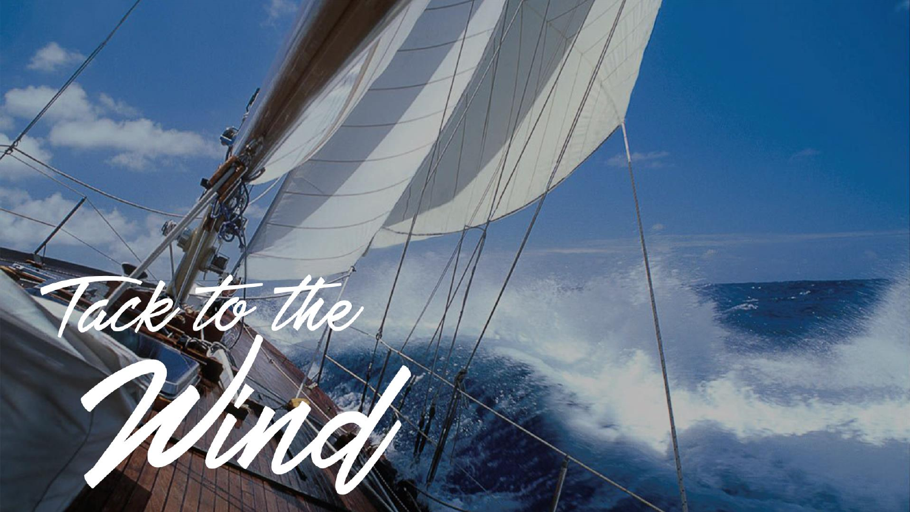# Tack to the Wind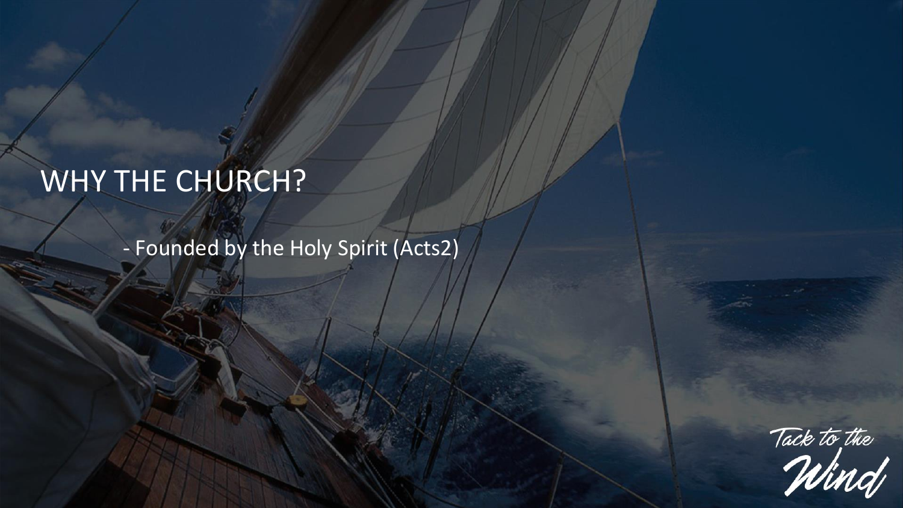# WHY THE CHURCH?

- Founded by the Holy Spirit (Acts2)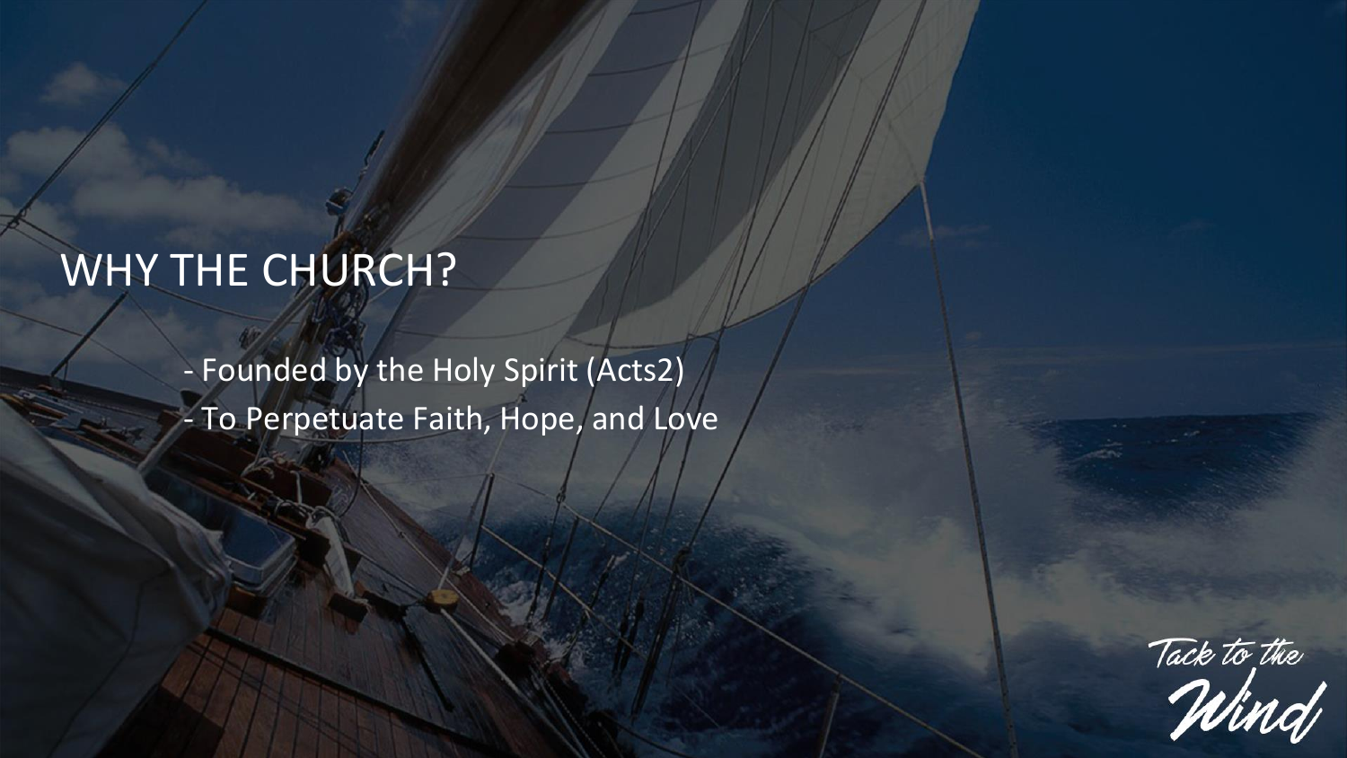# WHY THE CHURCH?

- Founded by the Holy Spirit (Acts2)
- To Perpetuate Faith, Hope, and Love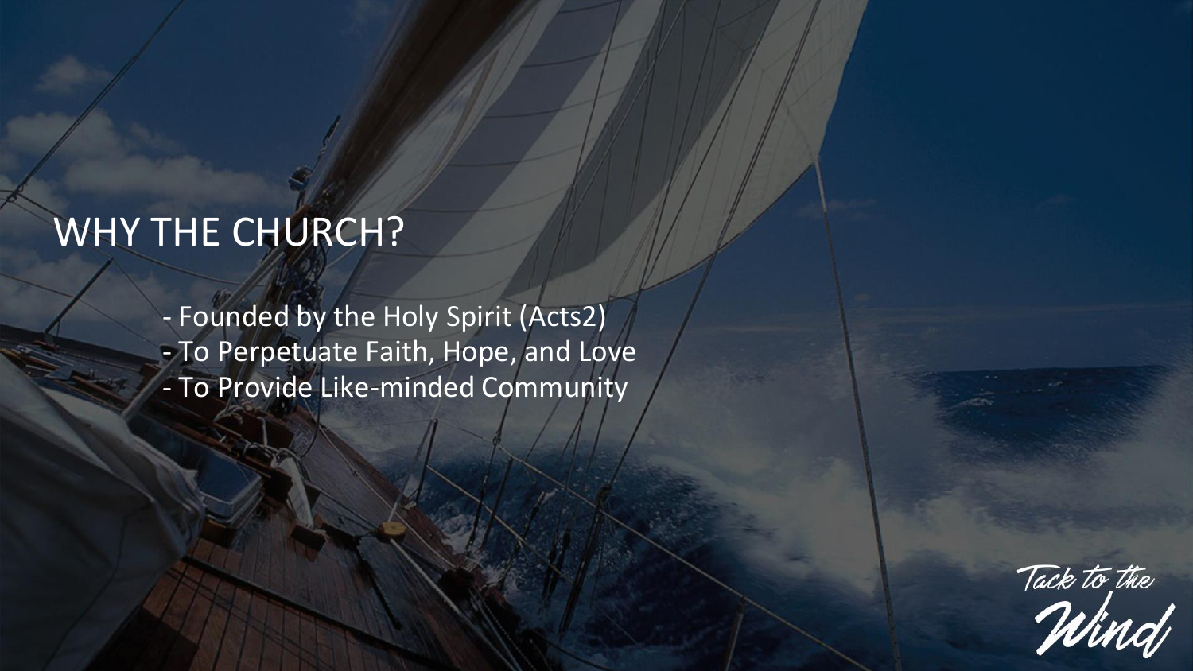# WHY THE CHURCH?

- Founded by the Holy Spirit (Acts2)
- To Perpetuate Faith, Hope, and Love
- To Provide Like-minded Community

Tack to the Wind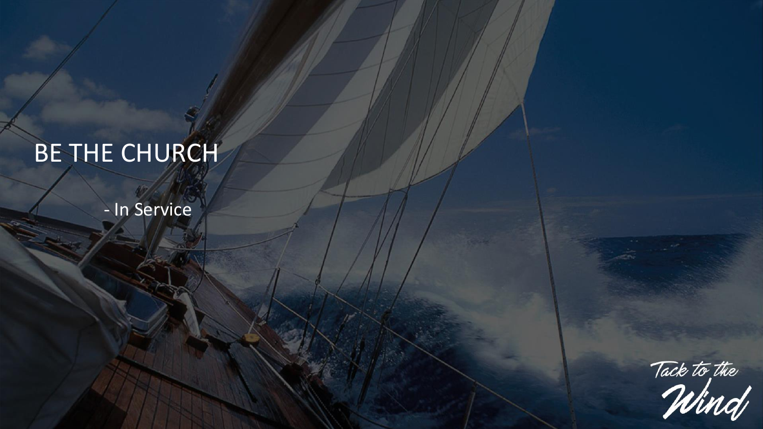# BE THE CHURCH

- In Service

Tack to the Wind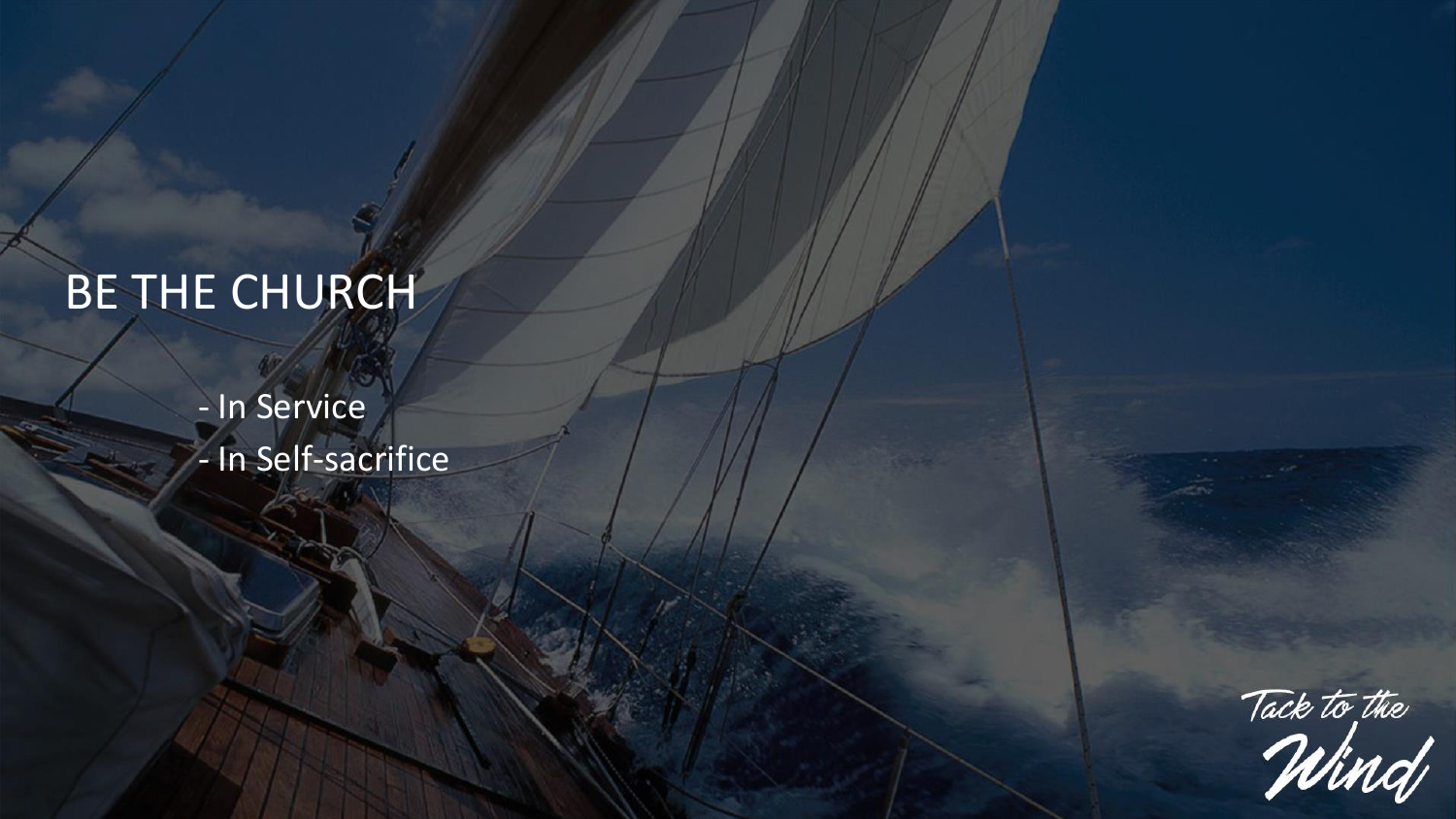# BE THE CHURCH

- In Service
- In Self-sacrifice

Tack to the Wind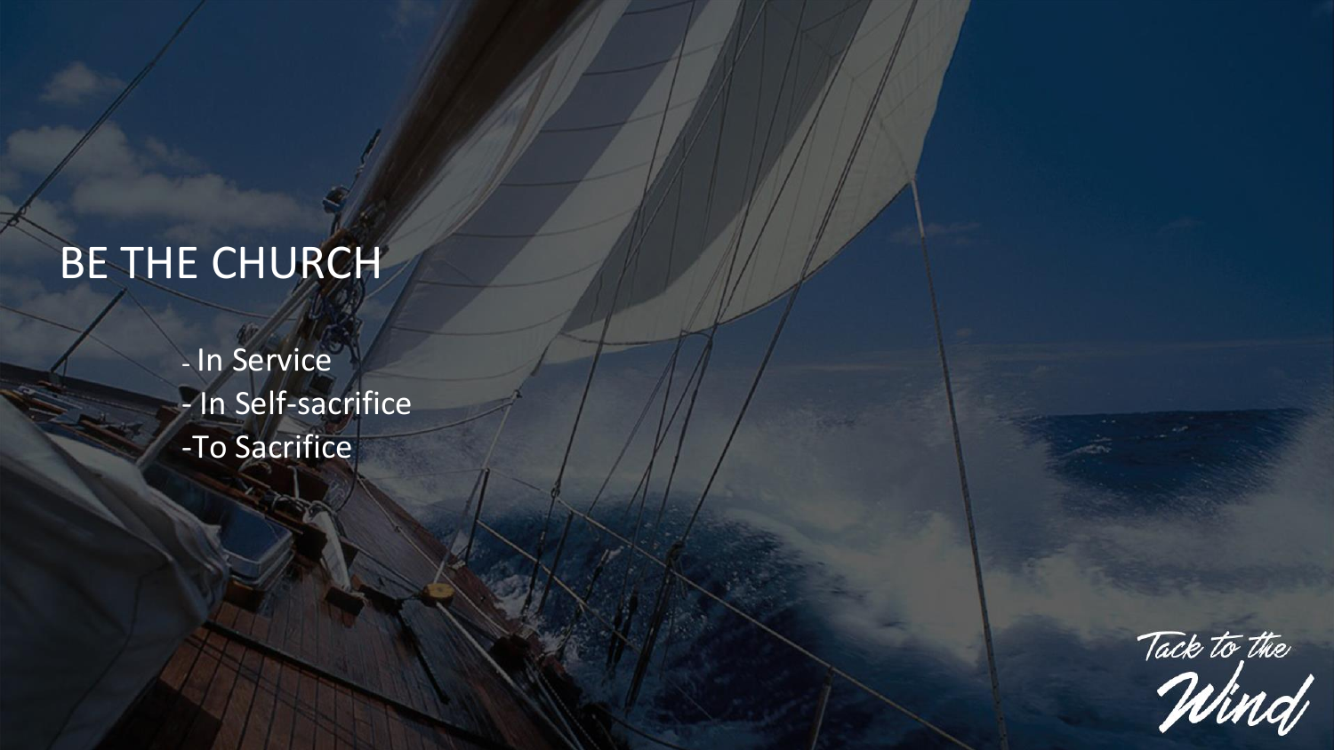# BE THE CHURCH

- In Service
- In Self-sacrifice
- To Sacrifice

Tack to the Wind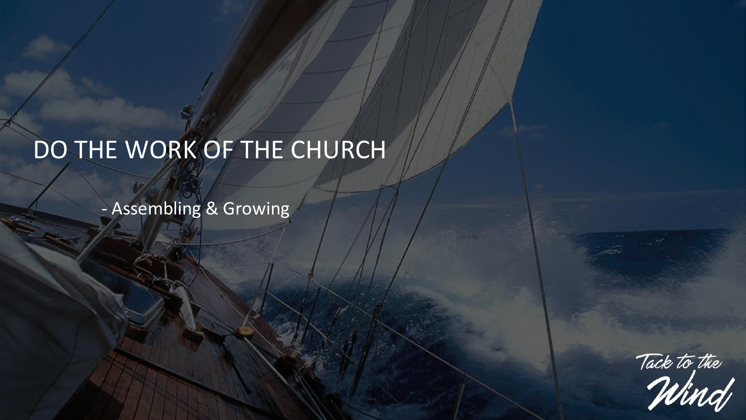# DO THE WORK OF THE CHURCH

- Assembling & Growing

Tack to the Wind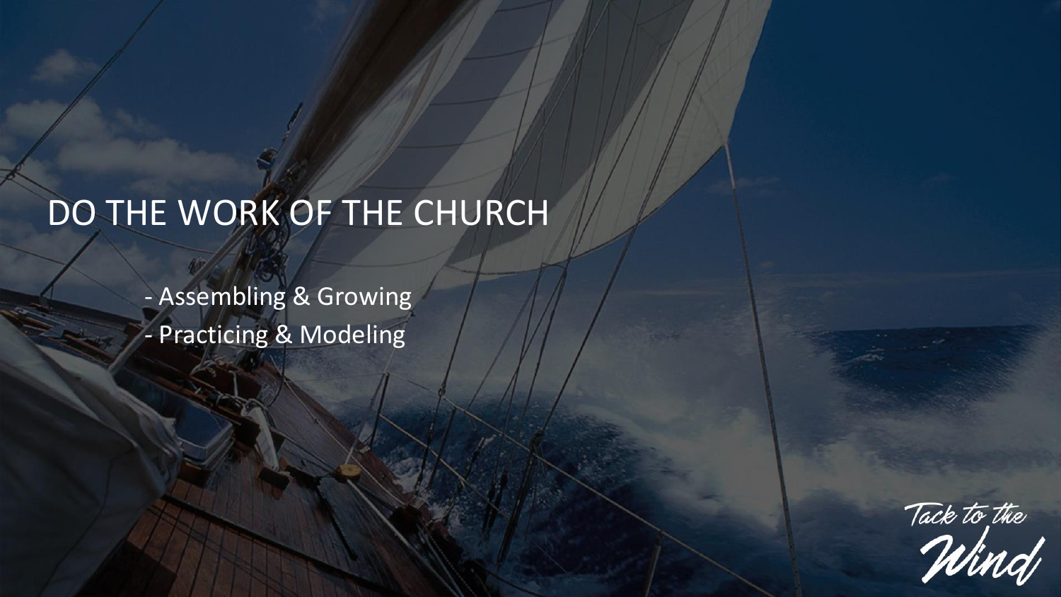# DO THE WORK OF THE CHURCH

- Assembling & Growing
- Practicing & Modeling

Tack to the Wind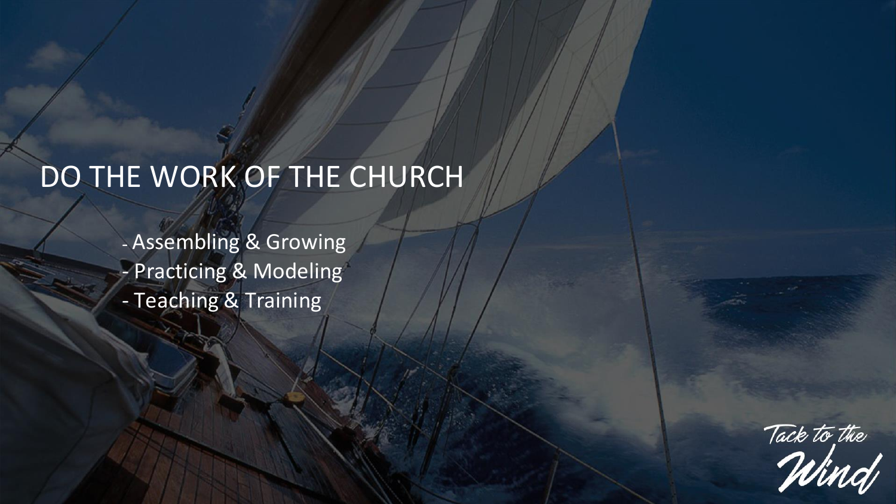# DO THE WORK OF THE CHURCH

- Assembling & Growing
- Practicing & Modeling
- Teaching & Training

Tack to the Wind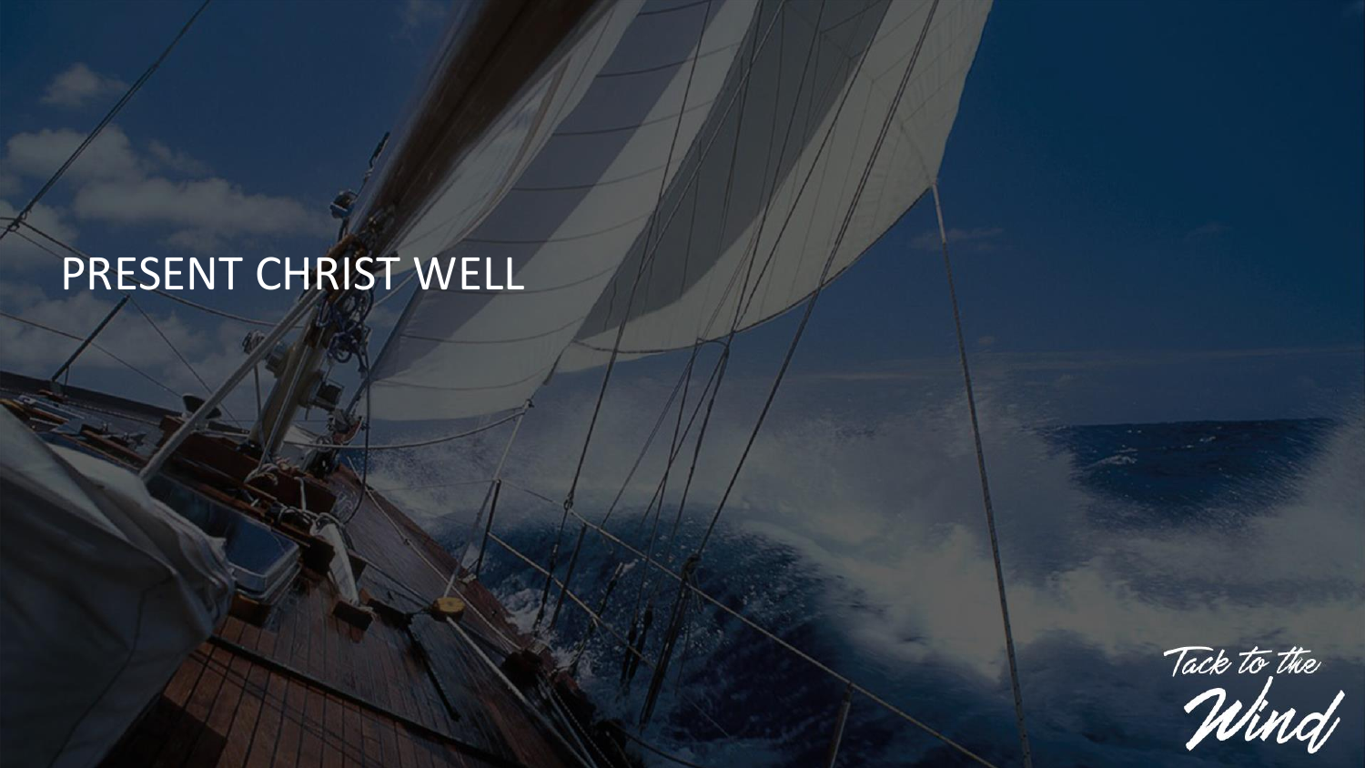# PRESENT CHRIST WELL

Tack to the Wind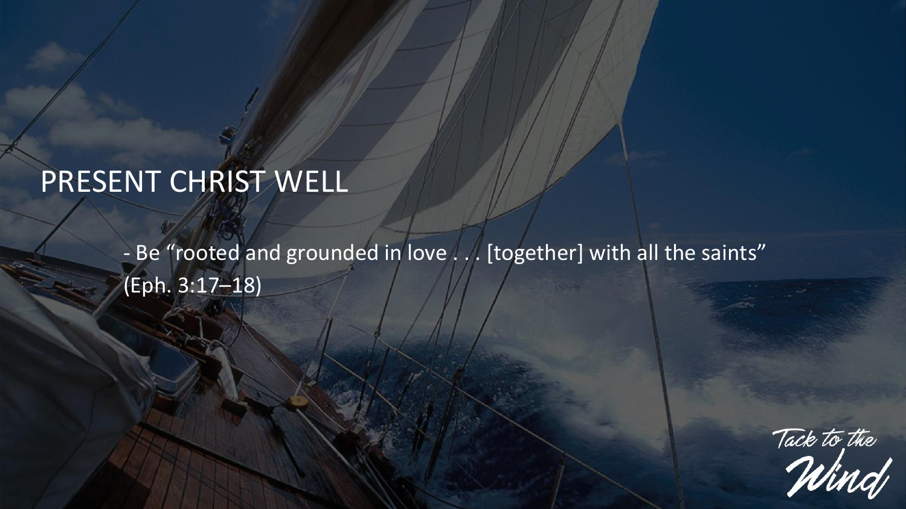# PRESENT CHRIST WELL

- Be "rooted and grounded in love . . . [together] with all the saints" (Eph. 3:17–18)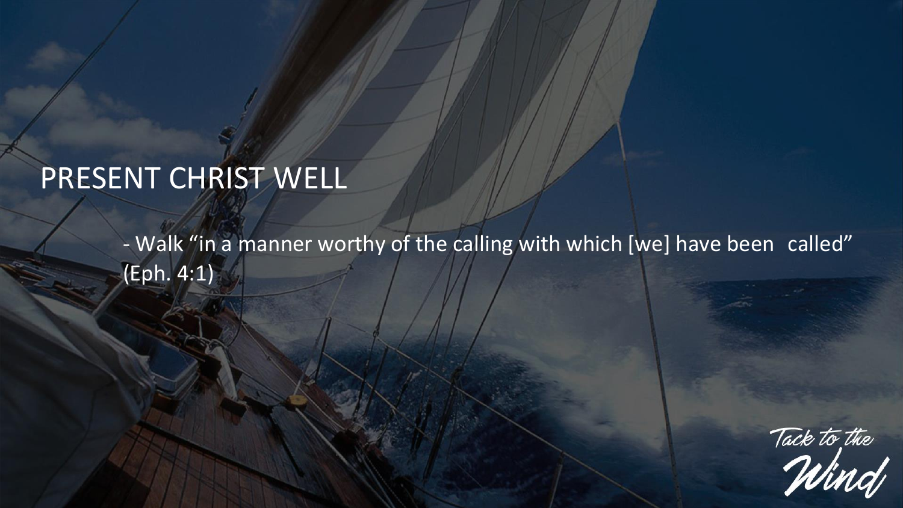# PRESENT CHRIST WELL

- Walk "in a manner worthy of the calling with which [we] have been called" (Eph. 4:1)

Tack to the Wind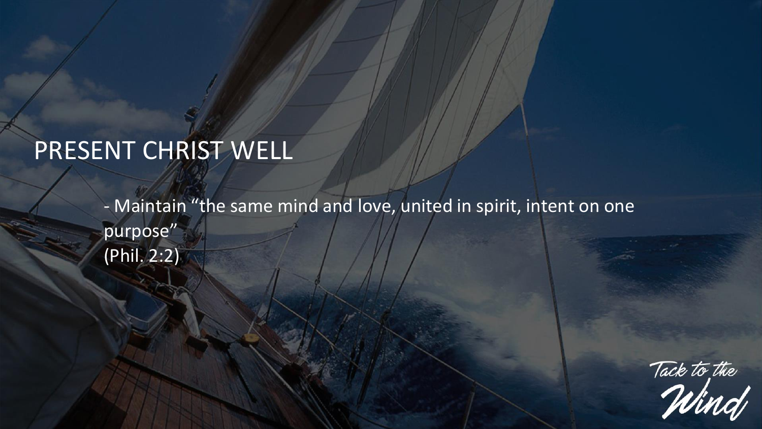# PRESENT CHRIST WELL

- Maintain "the same mind and love, united in spirit, intent on one purpose" (Phil. 2:2)

Tack to the Wind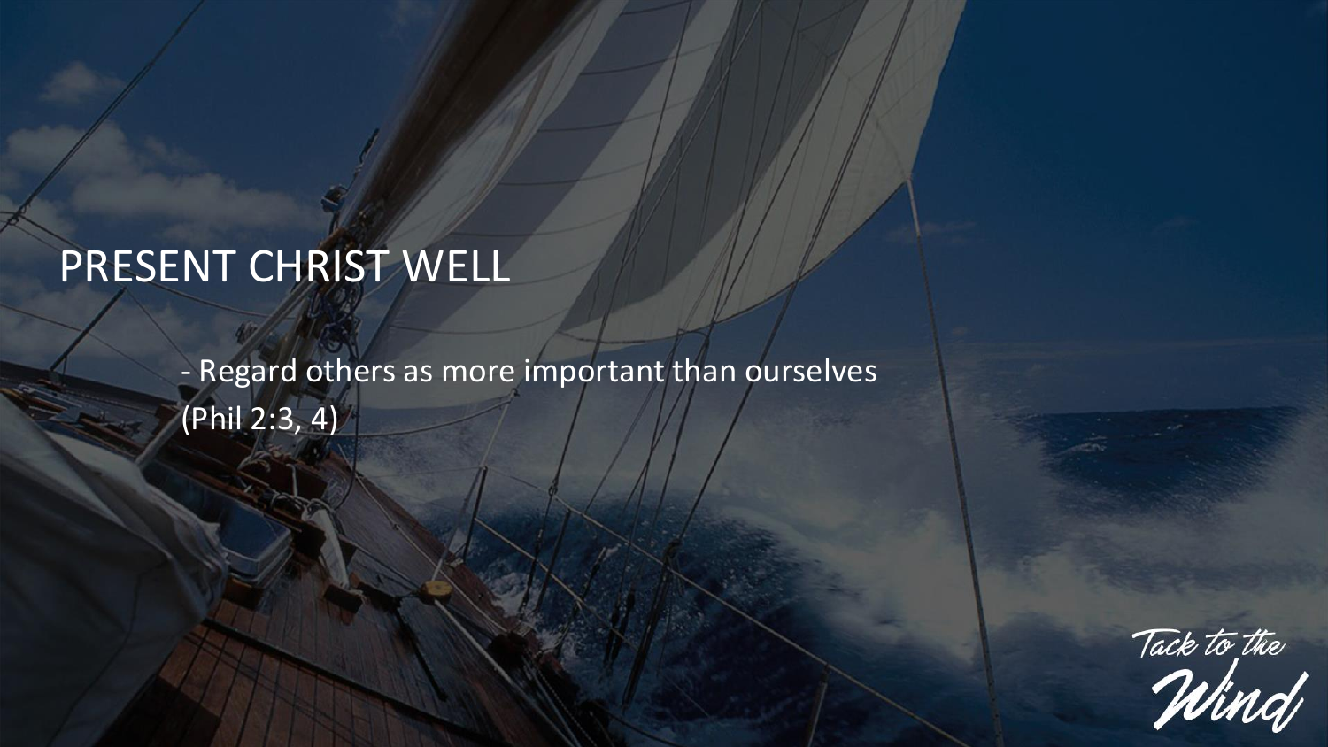# PRESENT CHRIST WELL

- Regard others as more important than ourselves (Phil 2:3, 4)

Tack to the Wind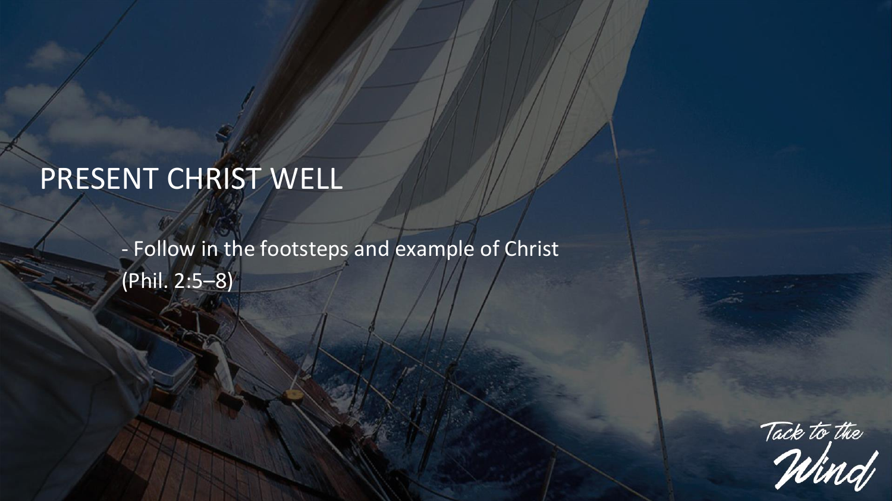# PRESENT CHRIST WELL

- Follow in the footsteps and example of Christ (Phil. 2:5–8)

Tack to the Wind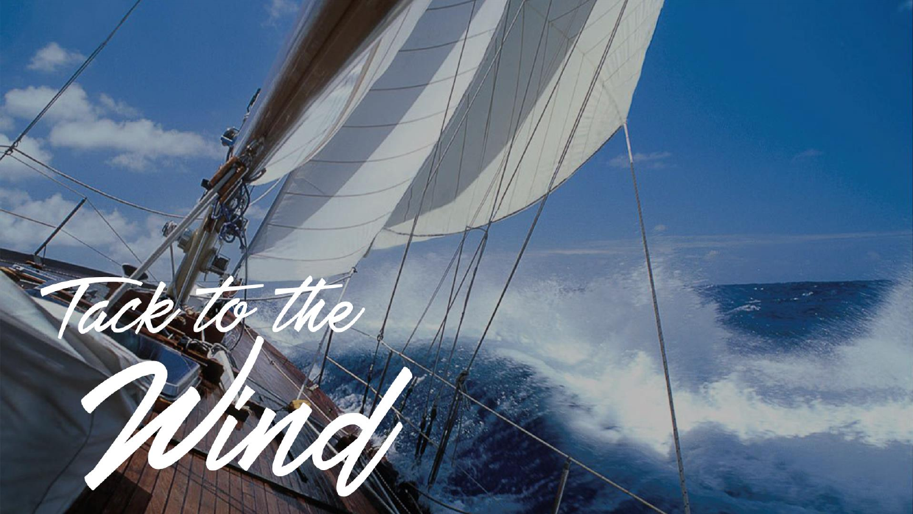# Tack to the Wind